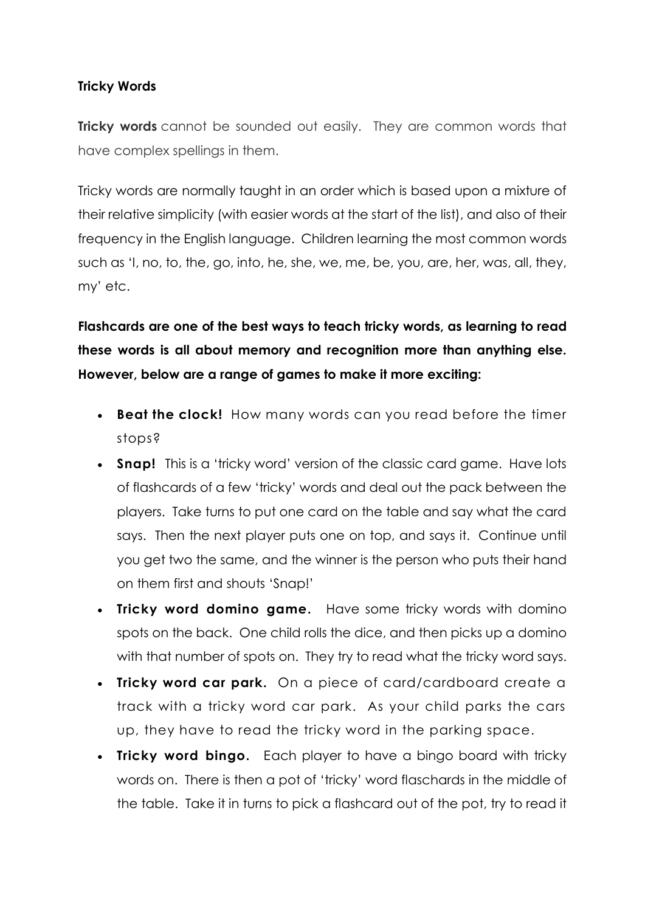**Tricky Words**

**Tricky words** cannot be sounded out easily. They are common words that have complex spellings in them.

Tricky words are normally taught in an order which is based upon a mixture of their relative simplicity (with easier words at the start of the list), and also of their frequency in the English language. Children learning the most common words such as 'I, no, to, the, go, into, he, she, we, me, be, you, are, her, was, all, they, my' etc.

**Flashcards are one of the best ways to teach tricky words, as learning to read these words is all about memory and recognition more than anything else. However, below are a range of games to make it more exciting:**

- **Beat the clock!** How many words can you read before the timer stops?
- **Snap!** This is a 'tricky word' version of the classic card game. Have lots of flashcards of a few 'tricky' words and deal out the pack between the players. Take turns to put one card on the table and say what the card says. Then the next player puts one on top, and says it. Continue until you get two the same, and the winner is the person who puts their hand on them first and shouts 'Snap!'
- **Tricky word domino game.** Have some tricky words with domino spots on the back. One child rolls the dice, and then picks up a domino with that number of spots on. They try to read what the tricky word says.
- **Tricky word car park.** On a piece of card/cardboard create a track with a tricky word car park. As your child parks the cars up, they have to read the tricky word in the parking space.
- **Tricky word bingo.** Each player to have a bingo board with tricky words on. There is then a pot of 'tricky' word flaschards in the middle of the table. Take it in turns to pick a flashcard out of the pot, try to read it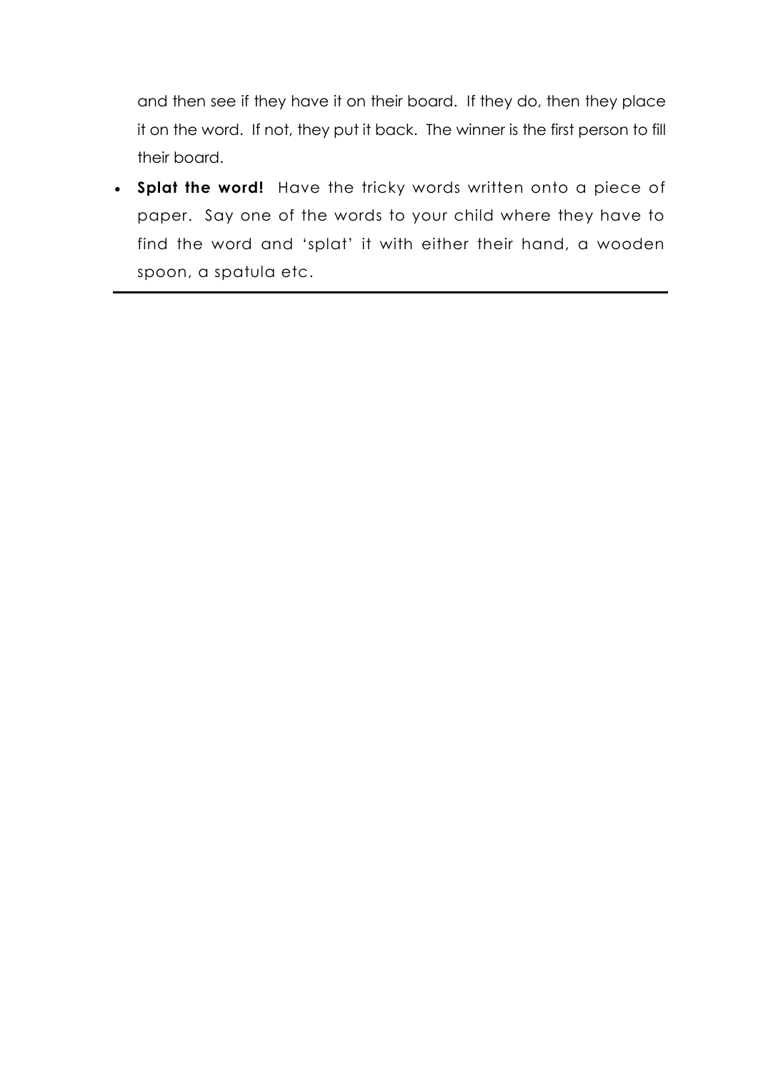and then see if they have it on their board. If they do, then they place it on the word. If not, they put it back. The winner is the first person to fill their board.

- **Splat the word!** Have the tricky words written onto a piece of paper. Say one of the words to your child where they have to find the word and 'splat' it with either their hand, a wooden spoon, a spatula etc.